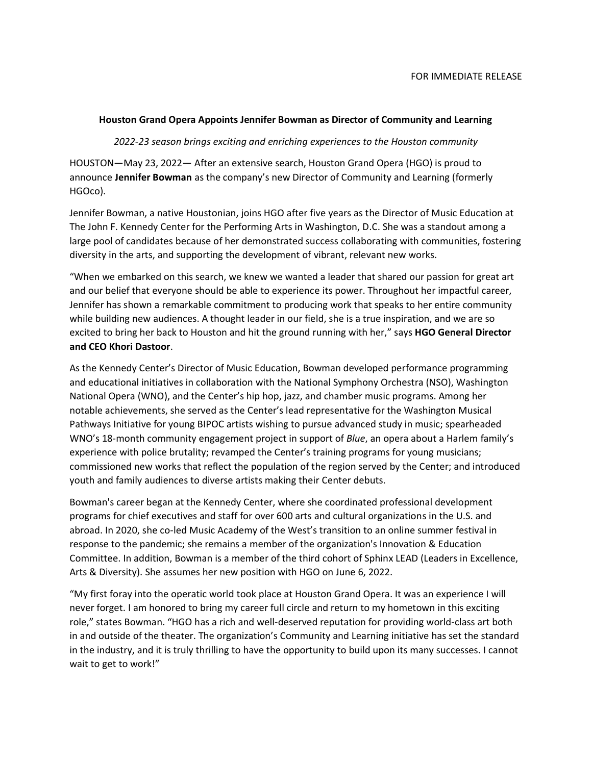FOR IMMEDIATE RELEASE

**Houston Grand Opera Appoints Jennifer Bowman as Director of Community and Learning**

*2022-23 season brings exciting and enriching experiences to the Houston community*

HOUSTON—May 23, 2022— After an extensive search, Houston Grand Opera (HGO) is proud to announce **Jennifer Bowman** as the company's new Director of Community and Learning (formerly HGOco).

Jennifer Bowman, a native Houstonian, joins HGO after five years as the Director of Music Education at The John F. Kennedy Center for the Performing Arts in Washington, D.C. She was a standout among a large pool of candidates because of her demonstrated success collaborating with communities, fostering diversity in the arts, and supporting the development of vibrant, relevant new works.

"When we embarked on this search, we knew we wanted a leader that shared our passion for great art and our belief that everyone should be able to experience its power. Throughout her impactful career, Jennifer has shown a remarkable commitment to producing work that speaks to her entire community while building new audiences. A thought leader in our field, she is a true inspiration, and we are so excited to bring her back to Houston and hit the ground running with her," says **HGO General Director and CEO Khori Dastoor**.

As the Kennedy Center's Director of Music Education, Bowman developed performance programming and educational initiatives in collaboration with the National Symphony Orchestra (NSO), Washington National Opera (WNO), and the Center's hip hop, jazz, and chamber music programs. Among her notable achievements, she served as the Center's lead representative for the Washington Musical Pathways Initiative for young BIPOC artists wishing to pursue advanced study in music; spearheaded WNO's 18-month community engagement project in support of *Blue*, an opera about a Harlem family's experience with police brutality; revamped the Center's training programs for young musicians; commissioned new works that reflect the population of the region served by the Center; and introduced youth and family audiences to diverse artists making their Center debuts.

Bowman's career began at the Kennedy Center, where she coordinated professional development programs for chief executives and staff for over 600 arts and cultural organizations in the U.S. and abroad. In 2020, she co-led Music Academy of the West's transition to an online summer festival in response to the pandemic; she remains a member of the organization's Innovation & Education Committee. In addition, Bowman is a member of the third cohort of Sphinx LEAD (Leaders in Excellence, Arts & Diversity). She assumes her new position with HGO on June 6, 2022.

"My first foray into the operatic world took place at Houston Grand Opera. It was an experience I will never forget. I am honored to bring my career full circle and return to my hometown in this exciting role," states Bowman. "HGO has a rich and well-deserved reputation for providing world-class art both in and outside of the theater. The organization's Community and Learning initiative has set the standard in the industry, and it is truly thrilling to have the opportunity to build upon its many successes. I cannot wait to get to work!"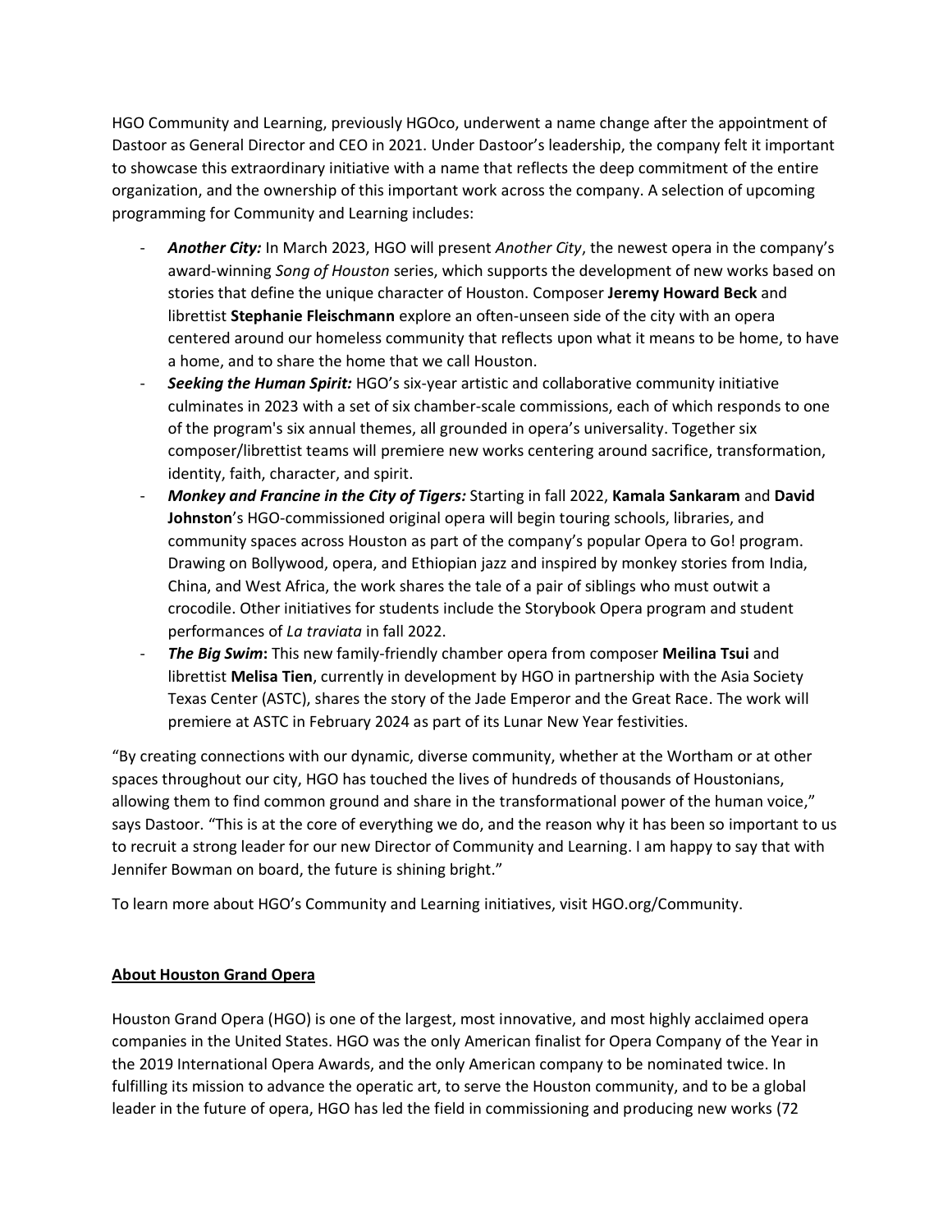HGO Community and Learning, previously HGOco, underwent a name change after the appointment of Dastoor as General Director and CEO in 2021. Under Dastoor's leadership, the company felt it important to showcase this extraordinary initiative with a name that reflects the deep commitment of the entire organization, and the ownership of this important work across the company. A selection of upcoming programming for Community and Learning includes:

- ***Another City:*** In March 2023, HGO will present *Another City*, the newest opera in the company's award-winning *Song of Houston* series, which supports the development of new works based on stories that define the unique character of Houston. Composer **Jeremy Howard Beck** and librettist **Stephanie Fleischmann** explore an often-unseen side of the city with an opera centered around our homeless community that reflects upon what it means to be home, to have a home, and to share the home that we call Houston.
- ***Seeking the Human Spirit:*** HGO's six-year artistic and collaborative community initiative culminates in 2023 with a set of six chamber-scale commissions, each of which responds to one of the program's six annual themes, all grounded in opera's universality. Together six composer/librettist teams will premiere new works centering around sacrifice, transformation, identity, faith, character, and spirit.
- ***Monkey and Francine in the City of Tigers:*** Starting in fall 2022, **Kamala Sankaram** and **David Johnston**'s HGO-commissioned original opera will begin touring schools, libraries, and community spaces across Houston as part of the company's popular Opera to Go! program. Drawing on Bollywood, opera, and Ethiopian jazz and inspired by monkey stories from India, China, and West Africa, the work shares the tale of a pair of siblings who must outwit a crocodile. Other initiatives for students include the Storybook Opera program and student performances of *La traviata* in fall 2022.
- ***The Big Swim*:** This new family-friendly chamber opera from composer **Meilina Tsui** and librettist **Melisa Tien**, currently in development by HGO in partnership with the Asia Society Texas Center (ASTC), shares the story of the Jade Emperor and the Great Race. The work will premiere at ASTC in February 2024 as part of its Lunar New Year festivities.

"By creating connections with our dynamic, diverse community, whether at the Wortham or at other spaces throughout our city, HGO has touched the lives of hundreds of thousands of Houstonians, allowing them to find common ground and share in the transformational power of the human voice," says Dastoor. "This is at the core of everything we do, and the reason why it has been so important to us to recruit a strong leader for our new Director of Community and Learning. I am happy to say that with Jennifer Bowman on board, the future is shining bright."

To learn more about HGO's Community and Learning initiatives, visit HGO.org/Community.

**About Houston Grand Opera**

Houston Grand Opera (HGO) is one of the largest, most innovative, and most highly acclaimed opera companies in the United States. HGO was the only American finalist for Opera Company of the Year in the 2019 International Opera Awards, and the only American company to be nominated twice. In fulfilling its mission to advance the operatic art, to serve the Houston community, and to be a global leader in the future of opera, HGO has led the field in commissioning and producing new works (72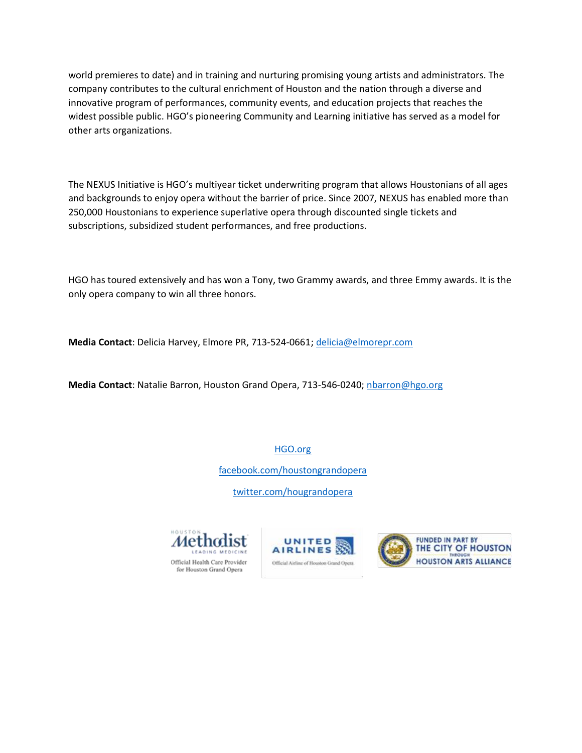world premieres to date) and in training and nurturing promising young artists and administrators. The company contributes to the cultural enrichment of Houston and the nation through a diverse and innovative program of performances, community events, and education projects that reaches the widest possible public. HGO's pioneering Community and Learning initiative has served as a model for other arts organizations.

The NEXUS Initiative is HGO's multiyear ticket underwriting program that allows Houstonians of all ages and backgrounds to enjoy opera without the barrier of price. Since 2007, NEXUS has enabled more than 250,000 Houstonians to experience superlative opera through discounted single tickets and subscriptions, subsidized student performances, and free productions.

HGO has toured extensively and has won a Tony, two Grammy awards, and three Emmy awards. It is the only opera company to win all three honors.

**Media Contact**: Delicia Harvey, Elmore PR, 713-524-0661; delicia@elmorepr.com

**Media Contact**: Natalie Barron, Houston Grand Opera, 713-546-0240; nbarron@hgo.org

HGO.org

facebook.com/houstongrandopera

twitter.com/hougrandopera

Houston Methodist LEADING MEDICINE
Official Health Care Provider for Houston Grand Opera

UNITED AIRLINES
Official Airline of Houston Grand Opera

FUNDED IN PART BY THE CITY OF HOUSTON THROUGH HOUSTON ARTS ALLIANCE